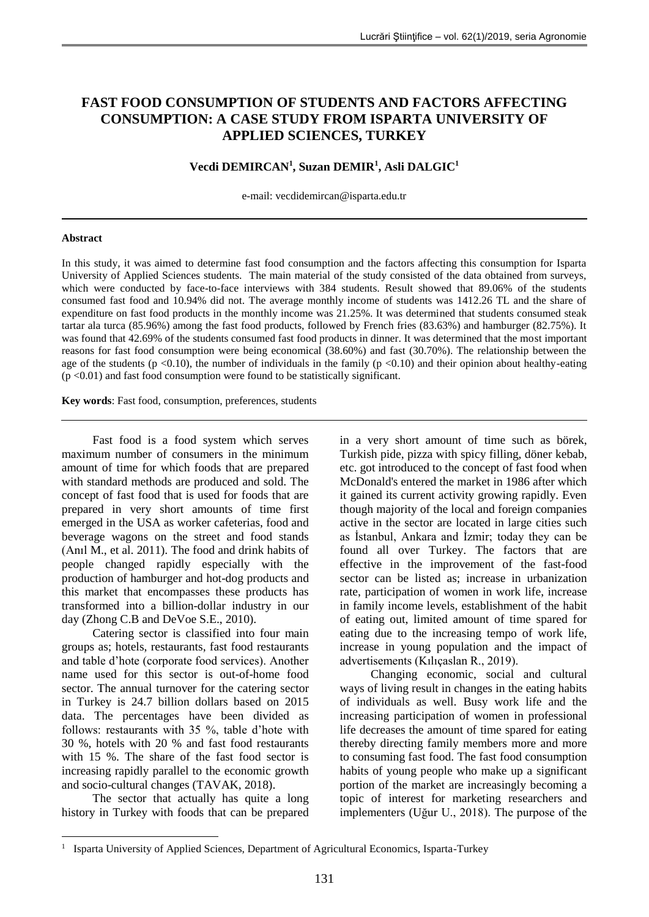# FAST FOOD CONSUMPTION OF STUDENTS AND FACTORS AFFECTING CONSUMPTION: A CASE STUDY FROM ISPARTA UNIVERSITY OF APPLIED SCIENCES, TURKEY

**Vecdi DEMIRCAN[1], Suzan DEMIR[1], Asli DALGIC[1]**

e-mail: vecdidemircan@isparta.edu.tr

### Abstract

In this study, it was aimed to determine fast food consumption and the factors affecting this consumption for Isparta University of Applied Sciences students. The main material of the study consisted of the data obtained from surveys, which were conducted by face-to-face interviews with 384 students. Result showed that 89.06% of the students consumed fast food and 10.94% did not. The average monthly income of students was 1412.26 TL and the share of expenditure on fast food products in the monthly income was 21.25%. It was determined that students consumed steak tartar ala turca (85.96%) among the fast food products, followed by French fries (83.63%) and hamburger (82.75%). It was found that 42.69% of the students consumed fast food products in dinner. It was determined that the most important reasons for fast food consumption were being economical (38.60%) and fast (30.70%). The relationship between the age of the students ($p < 0.10$), the number of individuals in the family ($p < 0.10$) and their opinion about healthy-eating ($p < 0.01$) and fast food consumption were found to be statistically significant.

**Key words**: Fast food, consumption, preferences, students

Fast food is a food system which serves maximum number of consumers in the minimum amount of time for which foods that are prepared with standard methods are produced and sold. The concept of fast food that is used for foods that are prepared in very short amounts of time first emerged in the USA as worker cafeterias, food and beverage wagons on the street and food stands (Anıl M., et al. 2011). The food and drink habits of people changed rapidly especially with the production of hamburger and hot-dog products and this market that encompasses these products has transformed into a billion-dollar industry in our day (Zhong C.B and DeVoe S.E., 2010).

Catering sector is classified into four main groups as; hotels, restaurants, fast food restaurants and table d'hote (corporate food services). Another name used for this sector is out-of-home food sector. The annual turnover for the catering sector in Turkey is 24.7 billion dollars based on 2015 data. The percentages have been divided as follows: restaurants with 35 %, table d'hote with 30 %, hotels with 20 % and fast food restaurants with 15 %. The share of the fast food sector is increasing rapidly parallel to the economic growth and socio-cultural changes (TAVAK, 2018).

The sector that actually has quite a long history in Turkey with foods that can be prepared in a very short amount of time such as börek, Turkish pide, pizza with spicy filling, döner kebab, etc. got introduced to the concept of fast food when McDonald's entered the market in 1986 after which it gained its current activity growing rapidly. Even though majority of the local and foreign companies active in the sector are located in large cities such as İstanbul, Ankara and İzmir; today they can be found all over Turkey. The factors that are effective in the improvement of the fast-food sector can be listed as; increase in urbanization rate, participation of women in work life, increase in family income levels, establishment of the habit of eating out, limited amount of time spared for eating due to the increasing tempo of work life, increase in young population and the impact of advertisements (Kılıçaslan R., 2019).

Changing economic, social and cultural ways of living result in changes in the eating habits of individuals as well. Busy work life and the increasing participation of women in professional life decreases the amount of time spared for eating thereby directing family members more and more to consuming fast food. The fast food consumption habits of young people who make up a significant portion of the market are increasingly becoming a topic of interest for marketing researchers and implementers (Uğur U., 2018). The purpose of the

[1] Isparta University of Applied Sciences, Department of Agricultural Economics, Isparta-Turkey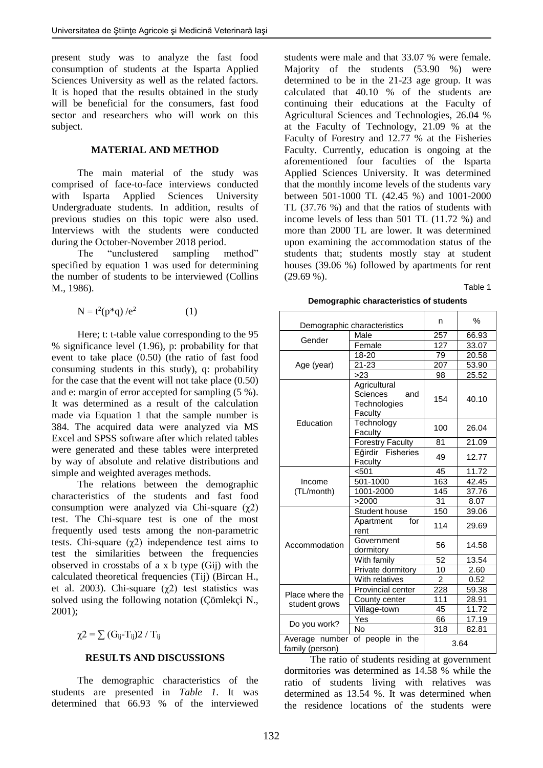present study was to analyze the fast food consumption of students at the Isparta Applied Sciences University as well as the related factors. It is hoped that the results obtained in the study will be beneficial for the consumers, fast food sector and researchers who will work on this subject.

## MATERIAL AND METHOD

The main material of the study was comprised of face-to-face interviews conducted with Isparta Applied Sciences University Undergraduate students. In addition, results of previous studies on this topic were also used. Interviews with the students were conducted during the October-November 2018 period.

The "unclustered sampling method" specified by equation 1 was used for determining the number of students to be interviewed (Collins M., 1986).

$$N = t^2(p*q) / e^2 \qquad (1)$$

Here; t: t-table value corresponding to the 95 % significance level (1.96), p: probability for that event to take place (0.50) (the ratio of fast food consuming students in this study), q: probability for the case that the event will not take place (0.50) and e: margin of error accepted for sampling (5 %). It was determined as a result of the calculation made via Equation 1 that the sample number is 384. The acquired data were analyzed via MS Excel and SPSS software after which related tables were generated and these tables were interpreted by way of absolute and relative distributions and simple and weighted averages methods.

The relations between the demographic characteristics of the students and fast food consumption were analyzed via Chi-square ($\chi 2$) test. The Chi-square test is one of the most frequently used tests among the non-parametric tests. Chi-square ($\chi 2$) independence test aims to test the similarities between the frequencies observed in crosstabs of a x b type (Gij) with the calculated theoretical frequencies (Tij) (Bircan H., et al. 2003). Chi-square ($\chi 2$) test statistics was solved using the following notation (Çömlekçi N., 2001);

$$\chi 2 = \sum (G_{ij}-T_{ij})2 / T_{ij}$$

## RESULTS AND DISCUSSIONS

The demographic characteristics of the students are presented in *Table 1*. It was determined that 66.93 % of the interviewed students were male and that 33.07 % were female. Majority of the students (53.90 %) were determined to be in the 21-23 age group. It was calculated that 40.10 % of the students are continuing their educations at the Faculty of Agricultural Sciences and Technologies, 26.04 % at the Faculty of Technology, 21.09 % at the Faculty of Forestry and 12.77 % at the Fisheries Faculty. Currently, education is ongoing at the aforementioned four faculties of the Isparta Applied Sciences University. It was determined that the monthly income levels of the students vary between 501-1000 TL (42.45 %) and 1001-2000 TL (37.76 %) and that the ratios of students with income levels of less than 501 TL (11.72 %) and more than 2000 TL are lower. It was determined upon examining the accommodation status of the students that; students mostly stay at student houses (39.06 %) followed by apartments for rent (29.69 %).

Table 1

**Demographic characteristics of students**

| Demographic characteristics | | n | % |
|---|---|---|---|
| Gender | Male | 257 | 66.93 |
| | Female | 127 | 33.07 |
| Age (year) | 18-20 | 79 | 20.58 |
| | 21-23 | 207 | 53.90 |
| | >23 | 98 | 25.52 |
| Education | Agricultural Sciences and Technologies Faculty | 154 | 40.10 |
| | Technology Faculty | 100 | 26.04 |
| | Forestry Faculty | 81 | 21.09 |
| | Eğirdir Fisheries Faculty | 49 | 12.77 |
| Income (TL/month) | <501 | 45 | 11.72 |
| | 501-1000 | 163 | 42.45 |
| | 1001-2000 | 145 | 37.76 |
| | >2000 | 31 | 8.07 |
| Accommodation | Student house | 150 | 39.06 |
| | Apartment for rent | 114 | 29.69 |
| | Government dormitory | 56 | 14.58 |
| | With family | 52 | 13.54 |
| | Private dormitory | 10 | 2.60 |
| | With relatives | 2 | 0.52 |
| Place where the student grows | Provincial center | 228 | 59.38 |
| | County center | 111 | 28.91 |
| | Village-town | 45 | 11.72 |
| Do you work? | Yes | 66 | 17.19 |
| | No | 318 | 82.81 |
| Average number of people in the family (person) | | 3.64 | |

The ratio of students residing at government dormitories was determined as 14.58 % while the ratio of students living with relatives was determined as 13.54 %. It was determined when the residence locations of the students were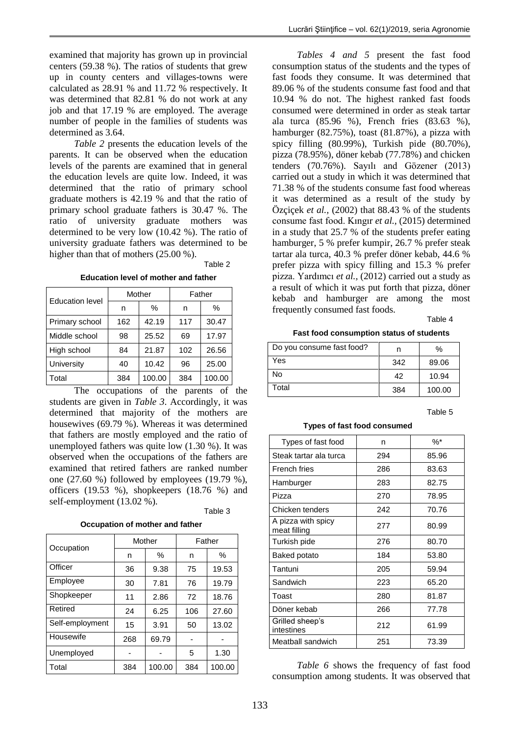examined that majority has grown up in provincial centers (59.38 %). The ratios of students that grew up in county centers and villages-towns were calculated as 28.91 % and 11.72 % respectively. It was determined that 82.81 % do not work at any job and that 17.19 % are employed. The average number of people in the families of students was determined as 3.64.

*Table 2* presents the education levels of the parents. It can be observed when the education levels of the parents are examined that in general the education levels are quite low. Indeed, it was determined that the ratio of primary school graduate mothers is 42.19 % and that the ratio of primary school graduate fathers is 30.47 %. The ratio of university graduate mothers was determined to be very low (10.42 %). The ratio of university graduate fathers was determined to be higher than that of mothers (25.00 %).

Table 2

**Education level of mother and father**

| Education level | Mother | | Father | |
|---|---|---|---|---|
| | n | % | n | % |
| Primary school | 162 | 42.19 | 117 | 30.47 |
| Middle school | 98 | 25.52 | 69 | 17.97 |
| High school | 84 | 21.87 | 102 | 26.56 |
| University | 40 | 10.42 | 96 | 25.00 |
| Total | 384 | 100.00 | 384 | 100.00 |

The occupations of the parents of the students are given in *Table 3*. Accordingly, it was determined that majority of the mothers are housewives (69.79 %). Whereas it was determined that fathers are mostly employed and the ratio of unemployed fathers was quite low (1.30 %). It was observed when the occupations of the fathers are examined that retired fathers are ranked number one (27.60 %) followed by employees (19.79 %), officers (19.53 %), shopkeepers (18.76 %) and self-employment (13.02 %).

Table 3

**Occupation of mother and father**

| Occupation | Mother | | Father | |
|---|---|---|---|---|
| | n | % | n | % |
| Officer | 36 | 9.38 | 75 | 19.53 |
| Employee | 30 | 7.81 | 76 | 19.79 |
| Shopkeeper | 11 | 2.86 | 72 | 18.76 |
| Retired | 24 | 6.25 | 106 | 27.60 |
| Self-employment | 15 | 3.91 | 50 | 13.02 |
| Housewife | 268 | 69.79 | - | - |
| Unemployed | - | - | 5 | 1.30 |
| Total | 384 | 100.00 | 384 | 100.00 |

*Tables 4 and 5* present the fast food consumption status of the students and the types of fast foods they consume. It was determined that 89.06 % of the students consume fast food and that 10.94 % do not. The highest ranked fast foods consumed were determined in order as steak tartar ala turca (85.96 %), French fries (83.63 %), hamburger (82.75%), toast (81.87%), a pizza with spicy filling (80.99%), Turkish pide (80.70%), pizza (78.95%), döner kebab (77.78%) and chicken tenders (70.76%). Sayılı and Gözener (2013) carried out a study in which it was determined that 71.38 % of the students consume fast food whereas it was determined as a result of the study by Özçiçek *et al.*, (2002) that 88.43 % of the students consume fast food. Kıngır *et al.,* (2015) determined in a study that 25.7 % of the students prefer eating hamburger, 5 % prefer kumpir, 26.7 % prefer steak tartar ala turca, 40.3 % prefer döner kebab, 44.6 % prefer pizza with spicy filling and 15.3 % prefer pizza. Yardımcı *et al.,* (2012) carried out a study as a result of which it was put forth that pizza, döner kebab and hamburger are among the most frequently consumed fast foods.

Table 4

**Fast food consumption status of students**

| Do you consume fast food? | n | % |
|---|---|---|
| Yes | 342 | 89.06 |
| No | 42 | 10.94 |
| Total | 384 | 100.00 |

Table 5

**Types of fast food consumed**

| Types of fast food | n | %* |
|---|---|---|
| Steak tartar ala turca | 294 | 85.96 |
| French fries | 286 | 83.63 |
| Hamburger | 283 | 82.75 |
| Pizza | 270 | 78.95 |
| Chicken tenders | 242 | 70.76 |
| A pizza with spicy meat filling | 277 | 80.99 |
| Turkish pide | 276 | 80.70 |
| Baked potato | 184 | 53.80 |
| Tantuni | 205 | 59.94 |
| Sandwich | 223 | 65.20 |
| Toast | 280 | 81.87 |
| Döner kebab | 266 | 77.78 |
| Grilled sheep's intestines | 212 | 61.99 |
| Meatball sandwich | 251 | 73.39 |

*Table 6* shows the frequency of fast food consumption among students. It was observed that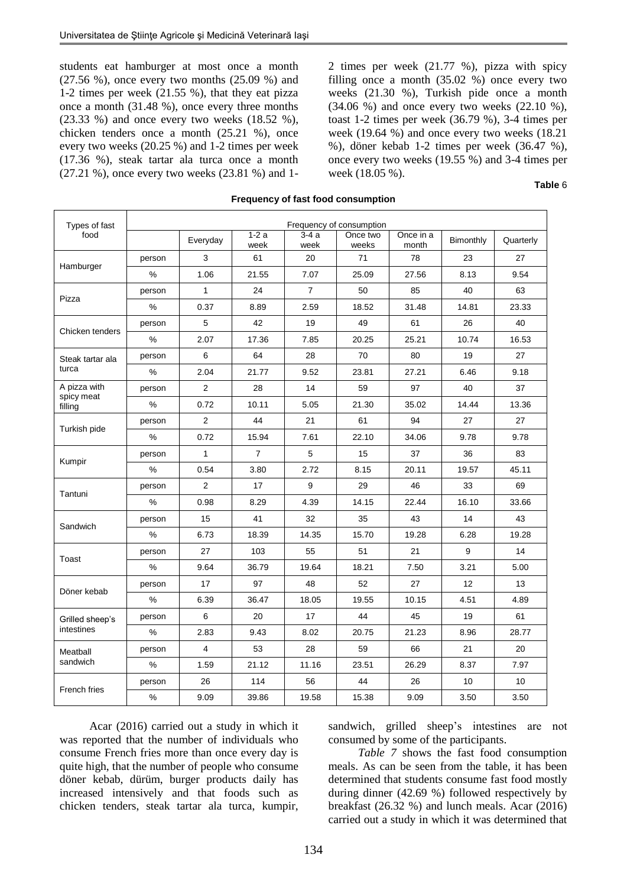students eat hamburger at most once a month (27.56 %), once every two months (25.09 %) and 1-2 times per week (21.55 %), that they eat pizza once a month (31.48 %), once every three months (23.33 %) and once every two weeks (18.52 %), chicken tenders once a month (25.21 %), once every two weeks (20.25 %) and 1-2 times per week (17.36 %), steak tartar ala turca once a month (27.21 %), once every two weeks (23.81 %) and 1-2 times per week (21.77 %), pizza with spicy filling once a month (35.02 %) once every two weeks (21.30 %), Turkish pide once a month (34.06 %) and once every two weeks (22.10 %), toast 1-2 times per week (36.79 %), 3-4 times per week (19.64 %) and once every two weeks (18.21 %), döner kebab 1-2 times per week (36.47 %), once every two weeks (19.55 %) and 3-4 times per week (18.05 %).

**Table** 6

**Frequency of fast food consumption**

| Types of fast food | Frequency of consumption | | | | | | | |
|---|---|---|---|---|---|---|---|---|
| | | Everyday | 1-2 a week | 3-4 a week | Once two weeks | Once in a month | Bimonthly | Quarterly |
| Hamburger | person | 3 | 61 | 20 | 71 | 78 | 23 | 27 |
| | % | 1.06 | 21.55 | 7.07 | 25.09 | 27.56 | 8.13 | 9.54 |
| Pizza | person | 1 | 24 | 7 | 50 | 85 | 40 | 63 |
| | % | 0.37 | 8.89 | 2.59 | 18.52 | 31.48 | 14.81 | 23.33 |
| Chicken tenders | person | 5 | 42 | 19 | 49 | 61 | 26 | 40 |
| | % | 2.07 | 17.36 | 7.85 | 20.25 | 25.21 | 10.74 | 16.53 |
| Steak tartar ala turca | person | 6 | 64 | 28 | 70 | 80 | 19 | 27 |
| | % | 2.04 | 21.77 | 9.52 | 23.81 | 27.21 | 6.46 | 9.18 |
| A pizza with spicy meat filling | person | 2 | 28 | 14 | 59 | 97 | 40 | 37 |
| | % | 0.72 | 10.11 | 5.05 | 21.30 | 35.02 | 14.44 | 13.36 |
| Turkish pide | person | 2 | 44 | 21 | 61 | 94 | 27 | 27 |
| | % | 0.72 | 15.94 | 7.61 | 22.10 | 34.06 | 9.78 | 9.78 |
| Kumpir | person | 1 | 7 | 5 | 15 | 37 | 36 | 83 |
| | % | 0.54 | 3.80 | 2.72 | 8.15 | 20.11 | 19.57 | 45.11 |
| Tantuni | person | 2 | 17 | 9 | 29 | 46 | 33 | 69 |
| | % | 0.98 | 8.29 | 4.39 | 14.15 | 22.44 | 16.10 | 33.66 |
| Sandwich | person | 15 | 41 | 32 | 35 | 43 | 14 | 43 |
| | % | 6.73 | 18.39 | 14.35 | 15.70 | 19.28 | 6.28 | 19.28 |
| Toast | person | 27 | 103 | 55 | 51 | 21 | 9 | 14 |
| | % | 9.64 | 36.79 | 19.64 | 18.21 | 7.50 | 3.21 | 5.00 |
| Döner kebab | person | 17 | 97 | 48 | 52 | 27 | 12 | 13 |
| | % | 6.39 | 36.47 | 18.05 | 19.55 | 10.15 | 4.51 | 4.89 |
| Grilled sheep's intestines | person | 6 | 20 | 17 | 44 | 45 | 19 | 61 |
| | % | 2.83 | 9.43 | 8.02 | 20.75 | 21.23 | 8.96 | 28.77 |
| Meatball sandwich | person | 4 | 53 | 28 | 59 | 66 | 21 | 20 |
| | % | 1.59 | 21.12 | 11.16 | 23.51 | 26.29 | 8.37 | 7.97 |
| French fries | person | 26 | 114 | 56 | 44 | 26 | 10 | 10 |
| | % | 9.09 | 39.86 | 19.58 | 15.38 | 9.09 | 3.50 | 3.50 |

Acar (2016) carried out a study in which it was reported that the number of individuals who consume French fries more than once every day is quite high, that the number of people who consume döner kebab, dürüm, burger products daily has increased intensively and that foods such as chicken tenders, steak tartar ala turca, kumpir, sandwich, grilled sheep's intestines are not consumed by some of the participants.

*Table 7* shows the fast food consumption meals. As can be seen from the table, it has been determined that students consume fast food mostly during dinner (42.69 %) followed respectively by breakfast (26.32 %) and lunch meals. Acar (2016) carried out a study in which it was determined that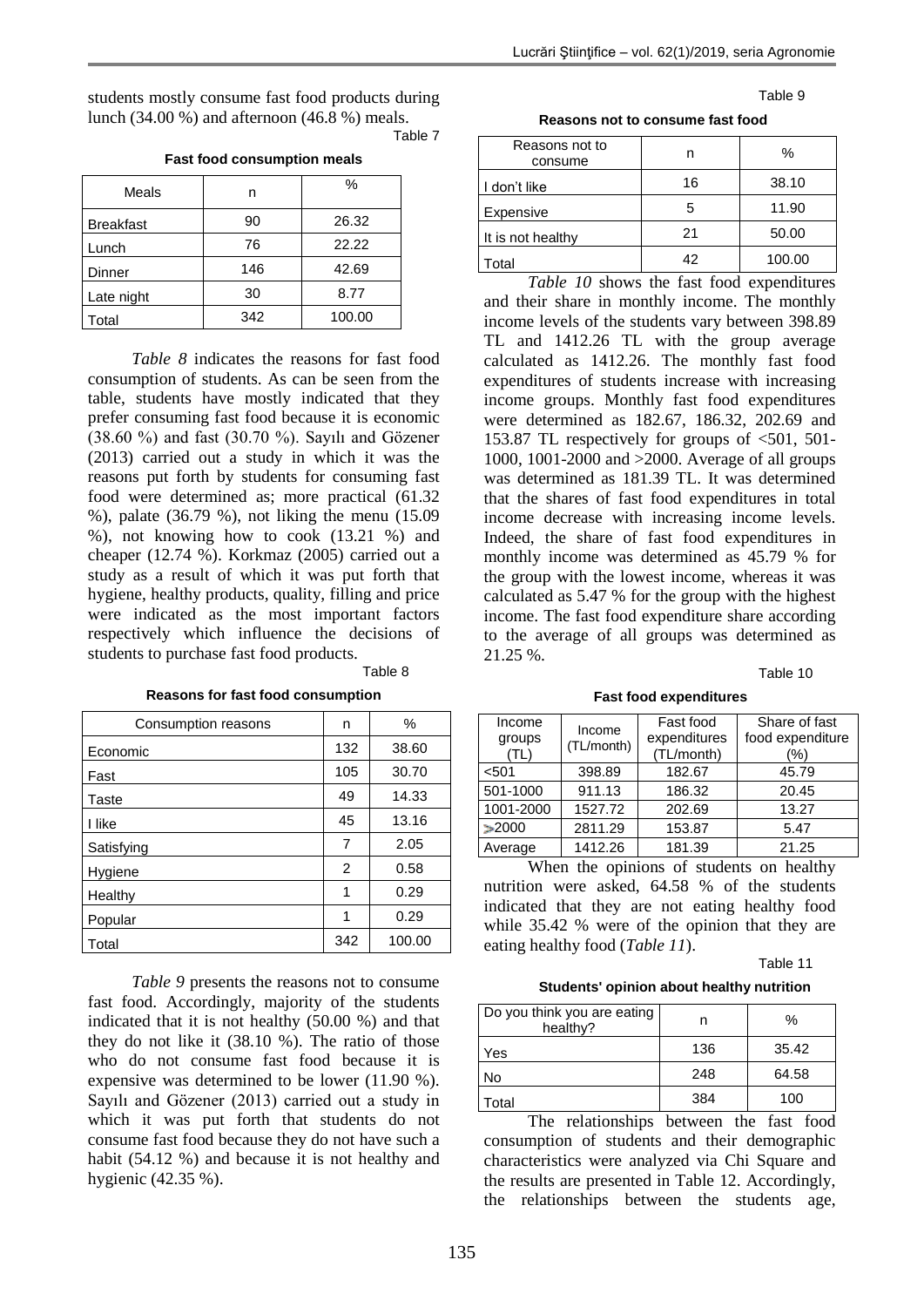students mostly consume fast food products during lunch (34.00 %) and afternoon (46.8 %) meals.

Table 7

**Fast food consumption meals**

| Meals | n | % |
|---|---|---|
| Breakfast | 90 | 26.32 |
| Lunch | 76 | 22.22 |
| Dinner | 146 | 42.69 |
| Late night | 30 | 8.77 |
| Total | 342 | 100.00 |

*Table 8* indicates the reasons for fast food consumption of students. As can be seen from the table, students have mostly indicated that they prefer consuming fast food because it is economic (38.60 %) and fast (30.70 %). Sayılı and Gözener (2013) carried out a study in which it was the reasons put forth by students for consuming fast food were determined as; more practical (61.32 %), palate (36.79 %), not liking the menu (15.09 %), not knowing how to cook (13.21 %) and cheaper (12.74 %). Korkmaz (2005) carried out a study as a result of which it was put forth that hygiene, healthy products, quality, filling and price were indicated as the most important factors respectively which influence the decisions of students to purchase fast food products.

Table 8

**Reasons for fast food consumption**

| Consumption reasons | n | % |
|---|---|---|
| Economic | 132 | 38.60 |
| Fast | 105 | 30.70 |
| Taste | 49 | 14.33 |
| I like | 45 | 13.16 |
| Satisfying | 7 | 2.05 |
| Hygiene | 2 | 0.58 |
| Healthy | 1 | 0.29 |
| Popular | 1 | 0.29 |
| Total | 342 | 100.00 |

*Table 9* presents the reasons not to consume fast food. Accordingly, majority of the students indicated that it is not healthy (50.00 %) and that they do not like it (38.10 %). The ratio of those who do not consume fast food because it is expensive was determined to be lower (11.90 %). Sayılı and Gözener (2013) carried out a study in which it was put forth that students do not consume fast food because they do not have such a habit (54.12 %) and because it is not healthy and hygienic (42.35 %).

Table 9

**Reasons not to consume fast food**

| Reasons not to consume | n | % |
|---|---|---|
| I don't like | 16 | 38.10 |
| Expensive | 5 | 11.90 |
| It is not healthy | 21 | 50.00 |
| Total | 42 | 100.00 |

*Table 10* shows the fast food expenditures and their share in monthly income. The monthly income levels of the students vary between 398.89 TL and 1412.26 TL with the group average calculated as 1412.26. The monthly fast food expenditures of students increase with increasing income groups. Monthly fast food expenditures were determined as 182.67, 186.32, 202.69 and 153.87 TL respectively for groups of <501, 501-1000, 1001-2000 and >2000. Average of all groups was determined as 181.39 TL. It was determined that the shares of fast food expenditures in total income decrease with increasing income levels. Indeed, the share of fast food expenditures in monthly income was determined as 45.79 % for the group with the lowest income, whereas it was calculated as 5.47 % for the group with the highest income. The fast food expenditure share according to the average of all groups was determined as 21.25 %.

Table 10

**Fast food expenditures**

| Income groups (TL) | Income (TL/month) | Fast food expenditures (TL/month) | Share of fast food expenditure (%) |
|---|---|---|---|
| <501 | 398.89 | 182.67 | 45.79 |
| 501-1000 | 911.13 | 186.32 | 20.45 |
| 1001-2000 | 1527.72 | 202.69 | 13.27 |
| >2000 | 2811.29 | 153.87 | 5.47 |
| Average | 1412.26 | 181.39 | 21.25 |

When the opinions of students on healthy nutrition were asked, 64.58 % of the students indicated that they are not eating healthy food while 35.42 % were of the opinion that they are eating healthy food (*Table 11*).

Table 11

**Students' opinion about healthy nutrition**

| Do you think you are eating healthy? | n | % |
|---|---|---|
| Yes | 136 | 35.42 |
| No | 248 | 64.58 |
| Total | 384 | 100 |

The relationships between the fast food consumption of students and their demographic characteristics were analyzed via Chi Square and the results are presented in Table 12. Accordingly, the relationships between the students age,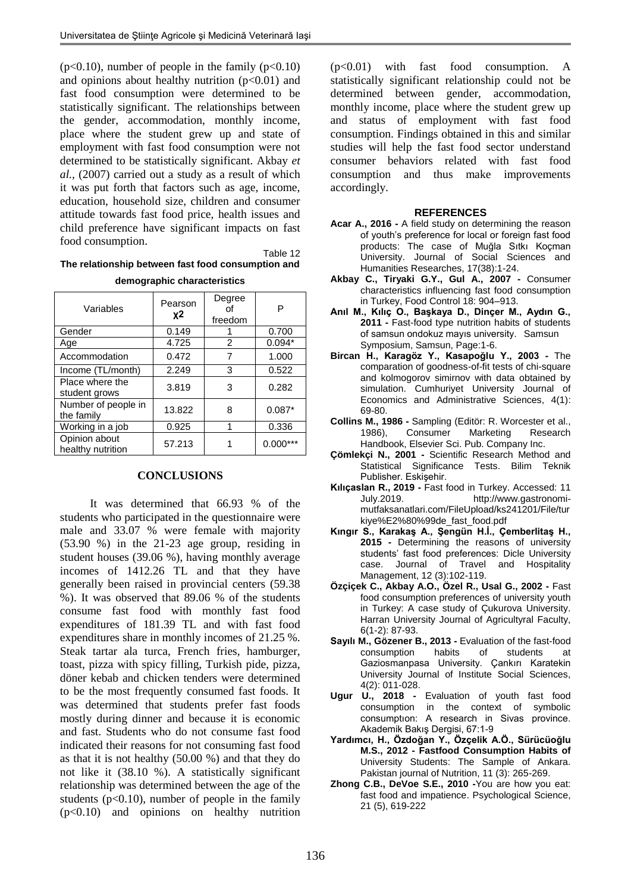(p<0.10), number of people in the family (p<0.10) and opinions about healthy nutrition (p<0.01) and fast food consumption were determined to be statistically significant. The relationships between the gender, accommodation, monthly income, place where the student grew up and state of employment with fast food consumption were not determined to be statistically significant. Akbay *et al.*, (2007) carried out a study as a result of which it was put forth that factors such as age, income, education, household size, children and consumer attitude towards fast food price, health issues and child preference have significant impacts on fast food consumption.

Table 12

**The relationship between fast food consumption and demographic characteristics**

| Variables | Pearson $\chi^2$ | Degree of freedom | P |
|---|---|---|---|
| Gender | 0.149 | 1 | 0.700 |
| Age | 4.725 | 2 | 0.094* |
| Accommodation | 0.472 | 7 | 1.000 |
| Income (TL/month) | 2.249 | 3 | 0.522 |
| Place where the student grows | 3.819 | 3 | 0.282 |
| Number of people in the family | 13.822 | 8 | 0.087* |
| Working in a job | 0.925 | 1 | 0.336 |
| Opinion about healthy nutrition | 57.213 | 1 | 0.000*** |

## CONCLUSIONS

It was determined that 66.93 % of the students who participated in the questionnaire were male and 33.07 % were female with majority (53.90 %) in the 21-23 age group, residing in student houses (39.06 %), having monthly average incomes of 1412.26 TL and that they have generally been raised in provincial centers (59.38 %). It was observed that 89.06 % of the students consume fast food with monthly fast food expenditures of 181.39 TL and with fast food expenditures share in monthly incomes of 21.25 %. Steak tartar ala turca, French fries, hamburger, toast, pizza with spicy filling, Turkish pide, pizza, döner kebab and chicken tenders were determined to be the most frequently consumed fast foods. It was determined that students prefer fast foods mostly during dinner and because it is economic and fast. Students who do not consume fast food indicated their reasons for not consuming fast food as that it is not healthy (50.00 %) and that they do not like it (38.10 %). A statistically significant relationship was determined between the age of the students (p<0.10), number of people in the family (p<0.10) and opinions on healthy nutrition (p<0.01) with fast food consumption. A statistically significant relationship could not be determined between gender, accommodation, monthly income, place where the student grew up and status of employment with fast food consumption. Findings obtained in this and similar studies will help the fast food sector understand consumer behaviors related with fast food consumption and thus make improvements accordingly.

## REFERENCES

**Acar A., 2016 -** A field study on determining the reason of youth's preference for local or foreign fast food products: The case of Muğla Sıtkı Koçman University. Journal of Social Sciences and Humanities Researches, 17(38):1-24.

**Akbay C., Tiryaki G.Y., Gul A., 2007 -** Consumer characteristics influencing fast food consumption in Turkey, Food Control 18: 904–913.

**Anıl M., Kılıç O., Başkaya D., Dinçer M., Aydın G., 2011 -** Fast-food type nutrition habits of students of samsun ondokuz mayıs university. Samsun Symposium, Samsun, Page:1-6.

**Bircan H., Karagöz Y., Kasapoğlu Y., 2003 -** The comparation of goodness-of-fit tests of chi-square and kolmogorov simirnov with data obtained by simulation. Cumhuriyet University Journal of Economics and Administrative Sciences, 4(1): 69-80.

**Collins M., 1986 -** Sampling (Editör: R. Worcester et al., 1986), Consumer Marketing Research Handbook, Elsevier Sci. Pub. Company Inc.

**Çömlekçi N., 2001 -** Scientific Research Method and Statistical Significance Tests. Bilim Teknik Publisher. Eskişehir.

**Kılıçaslan R., 2019 -** Fast food in Turkey. Accessed: 11 July.2019. http://www.gastronomi-mutfaksanatlari.com/FileUpload/ks241201/File/turkiye%E2%80%99de_fast_food.pdf

**Kıngır S., Karakaş A., Şengün H.İ., Çemberlitaş H., 2015 -** Determining the reasons of university students' fast food preferences: Dicle University case. Journal of Travel and Hospitality Management, 12 (3):102-119.

**Özçiçek C., Akbay A.O., Özel R., Usal G., 2002 -** Fast food consumption preferences of university youth in Turkey: A case study of Çukurova University. Harran University Journal of Agricultyral Faculty, 6(1-2): 87-93.

**Sayılı M., Gözener B., 2013 -** Evaluation of the fast-food consumption habits of students at Gaziosmanpasa University. Çankırı Karatekin University Journal of Institute Social Sciences, 4(2): 011-028.

**Ugur U., 2018 -** Evaluation of youth fast food consumption in the context of symbolic consumptıon: A research in Sivas province. Akademik Bakış Dergisi, 67:1-9

**Yardımcı, H., Özdoğan Y., Özçelik A.Ö., Sürücüoğlu M.S., 2012 - Fastfood Consumption Habits of** University Students: The Sample of Ankara. Pakistan journal of Nutrition, 11 (3): 265-269.

**Zhong C.B., DeVoe S.E., 2010 -**You are how you eat: fast food and impatience. Psychological Science, 21 (5), 619-222